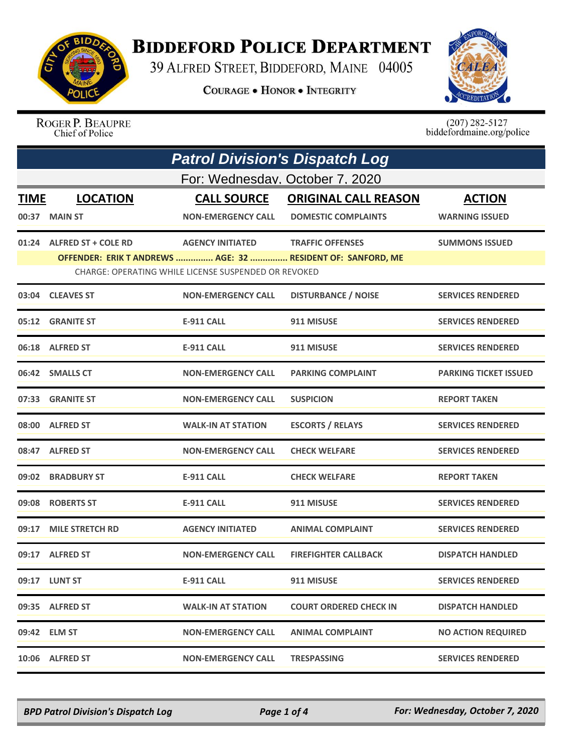# Biddeford Police Department

39 Alfred Street, Biddeford, Maine 04005

**Courage • Honor • Integrity**

Roger P. Beaupre
Chief of Police

(207) 282-5127
biddefordmaine.org/police

## *Patrol Division's Dispatch Log*

For: Wednesday, October 7, 2020

| TIME | LOCATION | CALL SOURCE | ORIGINAL CALL REASON | ACTION |
|---|---|---|---|---|
| 00:37 | MAIN ST | NON-EMERGENCY CALL | DOMESTIC COMPLAINTS | WARNING ISSUED |
| 01:24 | ALFRED ST + COLE RD | AGENCY INITIATED | TRAFFIC OFFENSES | SUMMONS ISSUED |
| | OFFENDER: ERIK T ANDREWS ............... AGE: 32 ............... RESIDENT OF: SANFORD, ME | | | |
| | CHARGE: OPERATING WHILE LICENSE SUSPENDED OR REVOKED | | | |
| 03:04 | CLEAVES ST | NON-EMERGENCY CALL | DISTURBANCE / NOISE | SERVICES RENDERED |
| 05:12 | GRANITE ST | E-911 CALL | 911 MISUSE | SERVICES RENDERED |
| 06:18 | ALFRED ST | E-911 CALL | 911 MISUSE | SERVICES RENDERED |
| 06:42 | SMALLS CT | NON-EMERGENCY CALL | PARKING COMPLAINT | PARKING TICKET ISSUED |
| 07:33 | GRANITE ST | NON-EMERGENCY CALL | SUSPICION | REPORT TAKEN |
| 08:00 | ALFRED ST | WALK-IN AT STATION | ESCORTS / RELAYS | SERVICES RENDERED |
| 08:47 | ALFRED ST | NON-EMERGENCY CALL | CHECK WELFARE | SERVICES RENDERED |
| 09:02 | BRADBURY ST | E-911 CALL | CHECK WELFARE | REPORT TAKEN |
| 09:08 | ROBERTS ST | E-911 CALL | 911 MISUSE | SERVICES RENDERED |
| 09:17 | MILE STRETCH RD | AGENCY INITIATED | ANIMAL COMPLAINT | SERVICES RENDERED |
| 09:17 | ALFRED ST | NON-EMERGENCY CALL | FIREFIGHTER CALLBACK | DISPATCH HANDLED |
| 09:17 | LUNT ST | E-911 CALL | 911 MISUSE | SERVICES RENDERED |
| 09:35 | ALFRED ST | WALK-IN AT STATION | COURT ORDERED CHECK IN | DISPATCH HANDLED |
| 09:42 | ELM ST | NON-EMERGENCY CALL | ANIMAL COMPLAINT | NO ACTION REQUIRED |
| 10:06 | ALFRED ST | NON-EMERGENCY CALL | TRESPASSING | SERVICES RENDERED |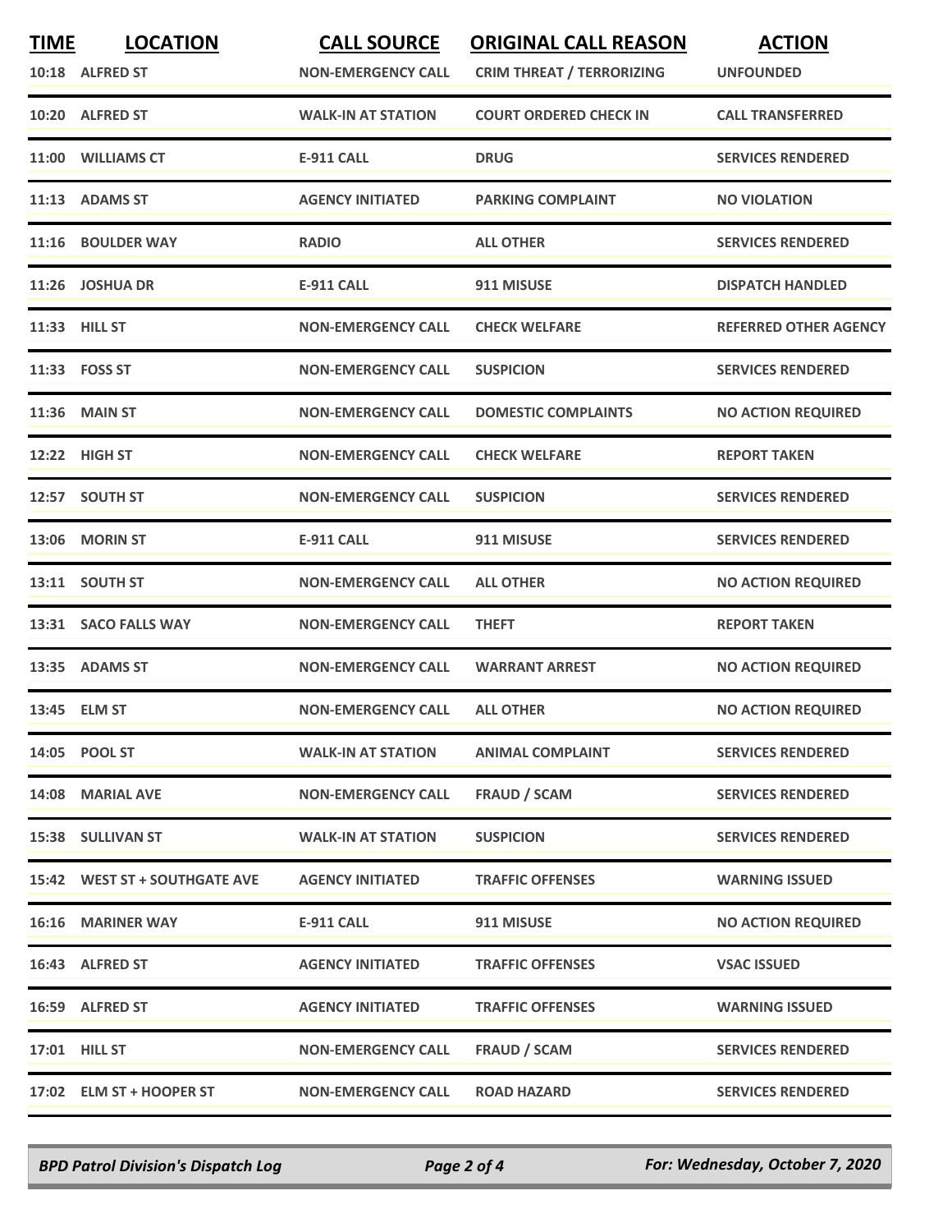| TIME | LOCATION | CALL SOURCE | ORIGINAL CALL REASON | ACTION |
|---|---|---|---|---|
| 10:18 | ALFRED ST | NON-EMERGENCY CALL | CRIM THREAT / TERRORIZING | UNFOUNDED |
| 10:20 | ALFRED ST | WALK-IN AT STATION | COURT ORDERED CHECK IN | CALL TRANSFERRED |
| 11:00 | WILLIAMS CT | E-911 CALL | DRUG | SERVICES RENDERED |
| 11:13 | ADAMS ST | AGENCY INITIATED | PARKING COMPLAINT | NO VIOLATION |
| 11:16 | BOULDER WAY | RADIO | ALL OTHER | SERVICES RENDERED |
| 11:26 | JOSHUA DR | E-911 CALL | 911 MISUSE | DISPATCH HANDLED |
| 11:33 | HILL ST | NON-EMERGENCY CALL | CHECK WELFARE | REFERRED OTHER AGENCY |
| 11:33 | FOSS ST | NON-EMERGENCY CALL | SUSPICION | SERVICES RENDERED |
| 11:36 | MAIN ST | NON-EMERGENCY CALL | DOMESTIC COMPLAINTS | NO ACTION REQUIRED |
| 12:22 | HIGH ST | NON-EMERGENCY CALL | CHECK WELFARE | REPORT TAKEN |
| 12:57 | SOUTH ST | NON-EMERGENCY CALL | SUSPICION | SERVICES RENDERED |
| 13:06 | MORIN ST | E-911 CALL | 911 MISUSE | SERVICES RENDERED |
| 13:11 | SOUTH ST | NON-EMERGENCY CALL | ALL OTHER | NO ACTION REQUIRED |
| 13:31 | SACO FALLS WAY | NON-EMERGENCY CALL | THEFT | REPORT TAKEN |
| 13:35 | ADAMS ST | NON-EMERGENCY CALL | WARRANT ARREST | NO ACTION REQUIRED |
| 13:45 | ELM ST | NON-EMERGENCY CALL | ALL OTHER | NO ACTION REQUIRED |
| 14:05 | POOL ST | WALK-IN AT STATION | ANIMAL COMPLAINT | SERVICES RENDERED |
| 14:08 | MARIAL AVE | NON-EMERGENCY CALL | FRAUD / SCAM | SERVICES RENDERED |
| 15:38 | SULLIVAN ST | WALK-IN AT STATION | SUSPICION | SERVICES RENDERED |
| 15:42 | WEST ST + SOUTHGATE AVE | AGENCY INITIATED | TRAFFIC OFFENSES | WARNING ISSUED |
| 16:16 | MARINER WAY | E-911 CALL | 911 MISUSE | NO ACTION REQUIRED |
| 16:43 | ALFRED ST | AGENCY INITIATED | TRAFFIC OFFENSES | VSAC ISSUED |
| 16:59 | ALFRED ST | AGENCY INITIATED | TRAFFIC OFFENSES | WARNING ISSUED |
| 17:01 | HILL ST | NON-EMERGENCY CALL | FRAUD / SCAM | SERVICES RENDERED |
| 17:02 | ELM ST + HOOPER ST | NON-EMERGENCY CALL | ROAD HAZARD | SERVICES RENDERED |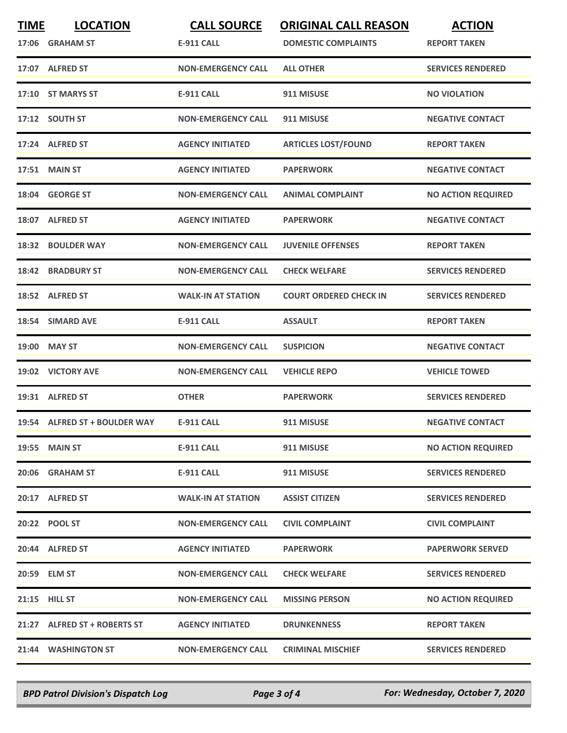| TIME | LOCATION | CALL SOURCE | ORIGINAL CALL REASON | ACTION |
|---|---|---|---|---|
| 17:06 | GRAHAM ST | E-911 CALL | DOMESTIC COMPLAINTS | REPORT TAKEN |
| 17:07 | ALFRED ST | NON-EMERGENCY CALL | ALL OTHER | SERVICES RENDERED |
| 17:10 | ST MARYS ST | E-911 CALL | 911 MISUSE | NO VIOLATION |
| 17:12 | SOUTH ST | NON-EMERGENCY CALL | 911 MISUSE | NEGATIVE CONTACT |
| 17:24 | ALFRED ST | AGENCY INITIATED | ARTICLES LOST/FOUND | REPORT TAKEN |
| 17:51 | MAIN ST | AGENCY INITIATED | PAPERWORK | NEGATIVE CONTACT |
| 18:04 | GEORGE ST | NON-EMERGENCY CALL | ANIMAL COMPLAINT | NO ACTION REQUIRED |
| 18:07 | ALFRED ST | AGENCY INITIATED | PAPERWORK | NEGATIVE CONTACT |
| 18:32 | BOULDER WAY | NON-EMERGENCY CALL | JUVENILE OFFENSES | REPORT TAKEN |
| 18:42 | BRADBURY ST | NON-EMERGENCY CALL | CHECK WELFARE | SERVICES RENDERED |
| 18:52 | ALFRED ST | WALK-IN AT STATION | COURT ORDERED CHECK IN | SERVICES RENDERED |
| 18:54 | SIMARD AVE | E-911 CALL | ASSAULT | REPORT TAKEN |
| 19:00 | MAY ST | NON-EMERGENCY CALL | SUSPICION | NEGATIVE CONTACT |
| 19:02 | VICTORY AVE | NON-EMERGENCY CALL | VEHICLE REPO | VEHICLE TOWED |
| 19:31 | ALFRED ST | OTHER | PAPERWORK | SERVICES RENDERED |
| 19:54 | ALFRED ST + BOULDER WAY | E-911 CALL | 911 MISUSE | NEGATIVE CONTACT |
| 19:55 | MAIN ST | E-911 CALL | 911 MISUSE | NO ACTION REQUIRED |
| 20:06 | GRAHAM ST | E-911 CALL | 911 MISUSE | SERVICES RENDERED |
| 20:17 | ALFRED ST | WALK-IN AT STATION | ASSIST CITIZEN | SERVICES RENDERED |
| 20:22 | POOL ST | NON-EMERGENCY CALL | CIVIL COMPLAINT | CIVIL COMPLAINT |
| 20:44 | ALFRED ST | AGENCY INITIATED | PAPERWORK | PAPERWORK SERVED |
| 20:59 | ELM ST | NON-EMERGENCY CALL | CHECK WELFARE | SERVICES RENDERED |
| 21:15 | HILL ST | NON-EMERGENCY CALL | MISSING PERSON | NO ACTION REQUIRED |
| 21:27 | ALFRED ST + ROBERTS ST | AGENCY INITIATED | DRUNKENNESS | REPORT TAKEN |
| 21:44 | WASHINGTON ST | NON-EMERGENCY CALL | CRIMINAL MISCHIEF | SERVICES RENDERED |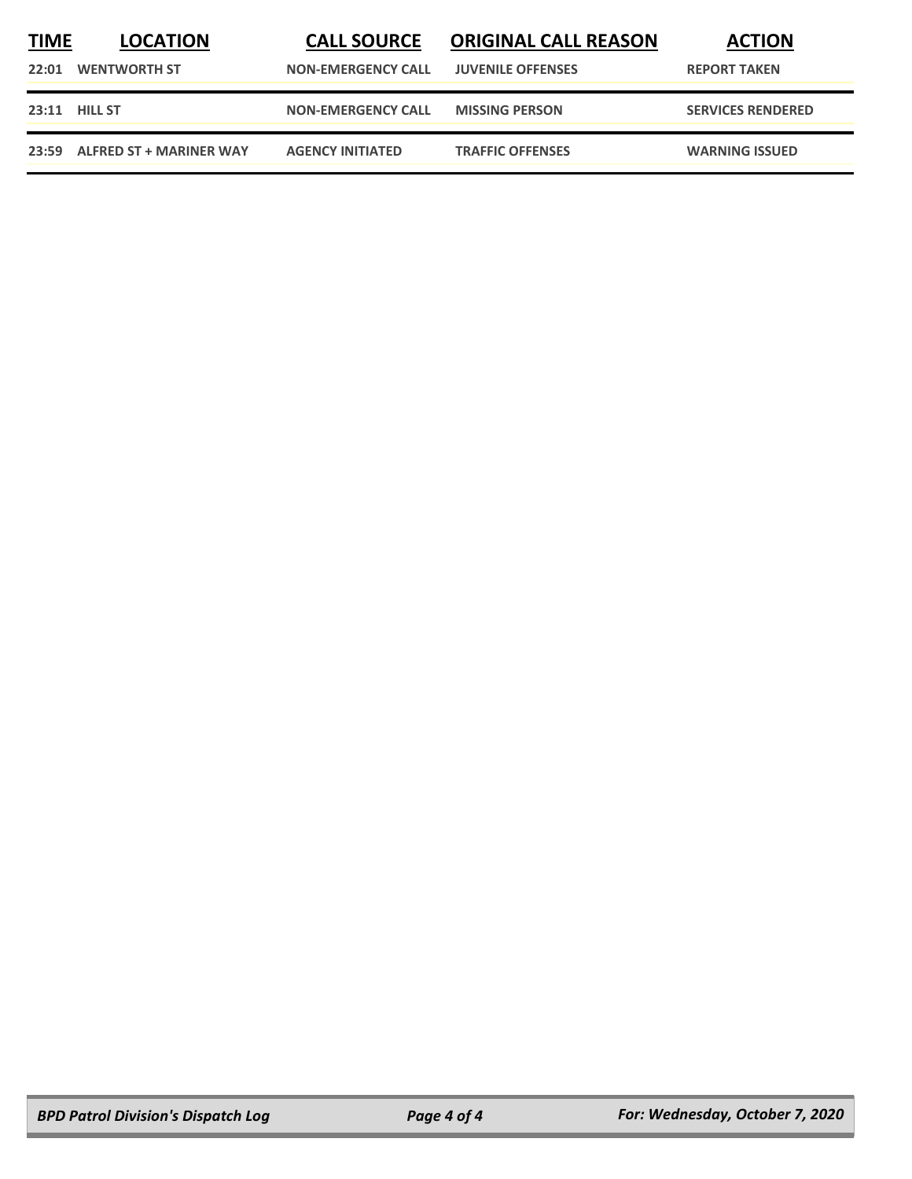| TIME | LOCATION | CALL SOURCE | ORIGINAL CALL REASON | ACTION |
|---|---|---|---|---|
| 22:01 | WENTWORTH ST | NON-EMERGENCY CALL | JUVENILE OFFENSES | REPORT TAKEN |
| 23:11 | HILL ST | NON-EMERGENCY CALL | MISSING PERSON | SERVICES RENDERED |
| 23:59 | ALFRED ST + MARINER WAY | AGENCY INITIATED | TRAFFIC OFFENSES | WARNING ISSUED |